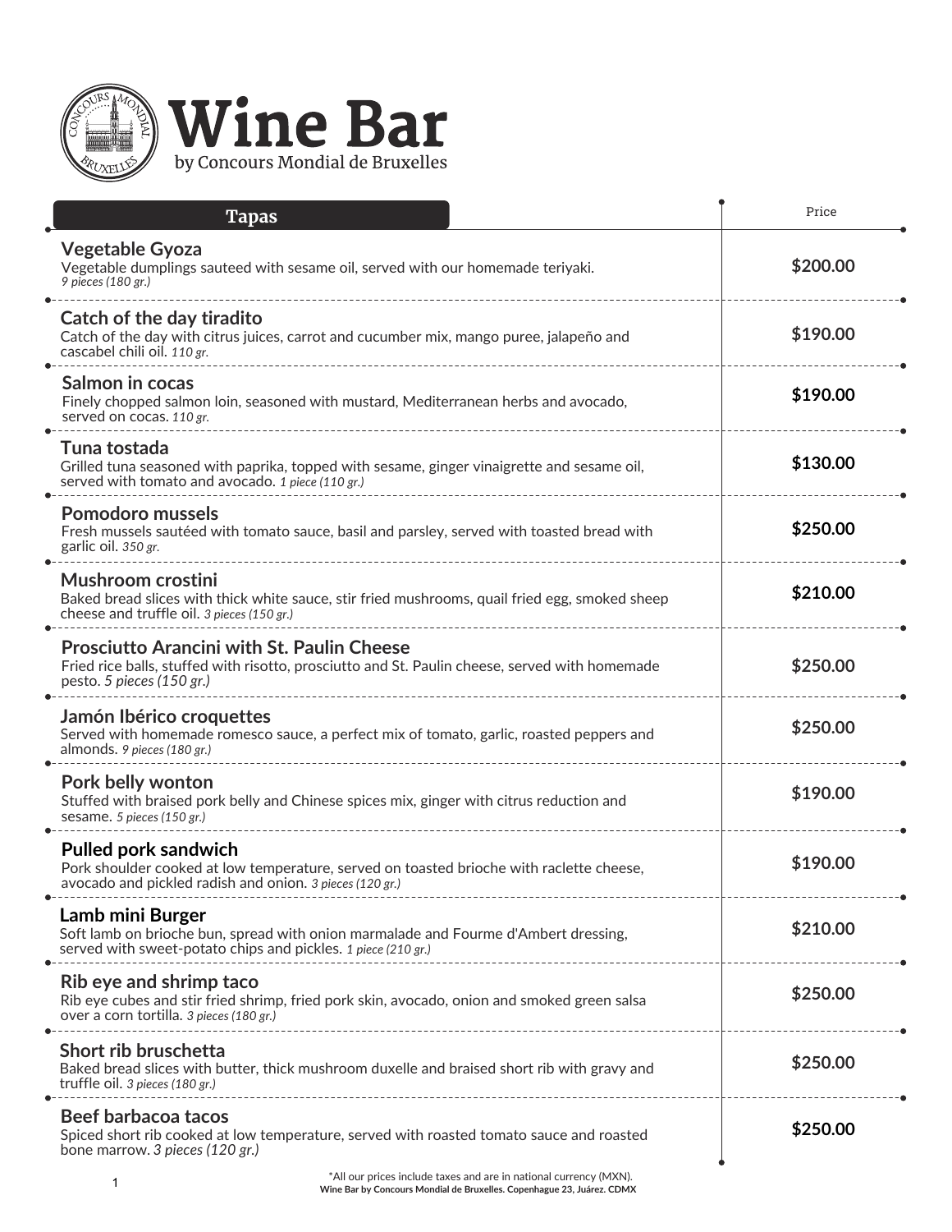# Wine Bar

by Concours Mondial de Bruxelles

## Tapas

| Tapas | Price |
|---|---|
| **Vegetable Gyoza**<br>Vegetable dumplings sauteed with sesame oil, served with our homemade teriyaki.<br>*9 pieces (180 gr.)* | **$200.00** |
| **Catch of the day tiradito**<br>Catch of the day with citrus juices, carrot and cucumber mix, mango puree, jalapeño and cascabel chili oil. *110 gr.* | **$190.00** |
| **Salmon in cocas**<br>Finely chopped salmon loin, seasoned with mustard, Mediterranean herbs and avocado, served on cocas. *110 gr.* | **$190.00** |
| **Tuna tostada**<br>Grilled tuna seasoned with paprika, topped with sesame, ginger vinaigrette and sesame oil, served with tomato and avocado. *1 piece (110 gr.)* | **$130.00** |
| **Pomodoro mussels**<br>Fresh mussels sautéed with tomato sauce, basil and parsley, served with toasted bread with garlic oil. *350 gr.* | **$250.00** |
| **Mushroom crostini**<br>Baked bread slices with thick white sauce, stir fried mushrooms, quail fried egg, smoked sheep cheese and truffle oil. *3 pieces (150 gr.)* | **$210.00** |
| **Prosciutto Arancini with St. Paulin Cheese**<br>Fried rice balls, stuffed with risotto, prosciutto and St. Paulin cheese, served with homemade pesto. *5 pieces (150 gr.)* | **$250.00** |
| **Jamón Ibérico croquettes**<br>Served with homemade romesco sauce, a perfect mix of tomato, garlic, roasted peppers and almonds. *9 pieces (180 gr.)* | **$250.00** |
| **Pork belly wonton**<br>Stuffed with braised pork belly and Chinese spices mix, ginger with citrus reduction and sesame. *5 pieces (150 gr.)* | **$190.00** |
| **Pulled pork sandwich**<br>Pork shoulder cooked at low temperature, served on toasted brioche with raclette cheese, avocado and pickled radish and onion. *3 pieces (120 gr.)* | **$190.00** |
| **Lamb mini Burger**<br>Soft lamb on brioche bun, spread with onion marmalade and Fourme d'Ambert dressing, served with sweet-potato chips and pickles. *1 piece (210 gr.)* | **$210.00** |
| **Rib eye and shrimp taco**<br>Rib eye cubes and stir fried shrimp, fried pork skin, avocado, onion and smoked green salsa over a corn tortilla. *3 pieces (180 gr.)* | **$250.00** |
| **Short rib bruschetta**<br>Baked bread slices with butter, thick mushroom duxelle and braised short rib with gravy and truffle oil. *3 pieces (180 gr.)* | **$250.00** |
| **Beef barbacoa tacos**<br>Spiced short rib cooked at low temperature, served with roasted tomato sauce and roasted bone marrow. *3 pieces (120 gr.)* | **$250.00** |

*All our prices include taxes and are in national currency (MXN).

**Wine Bar by Concours Mondial de Bruxelles. Copenhague 23, Juárez. CDMX**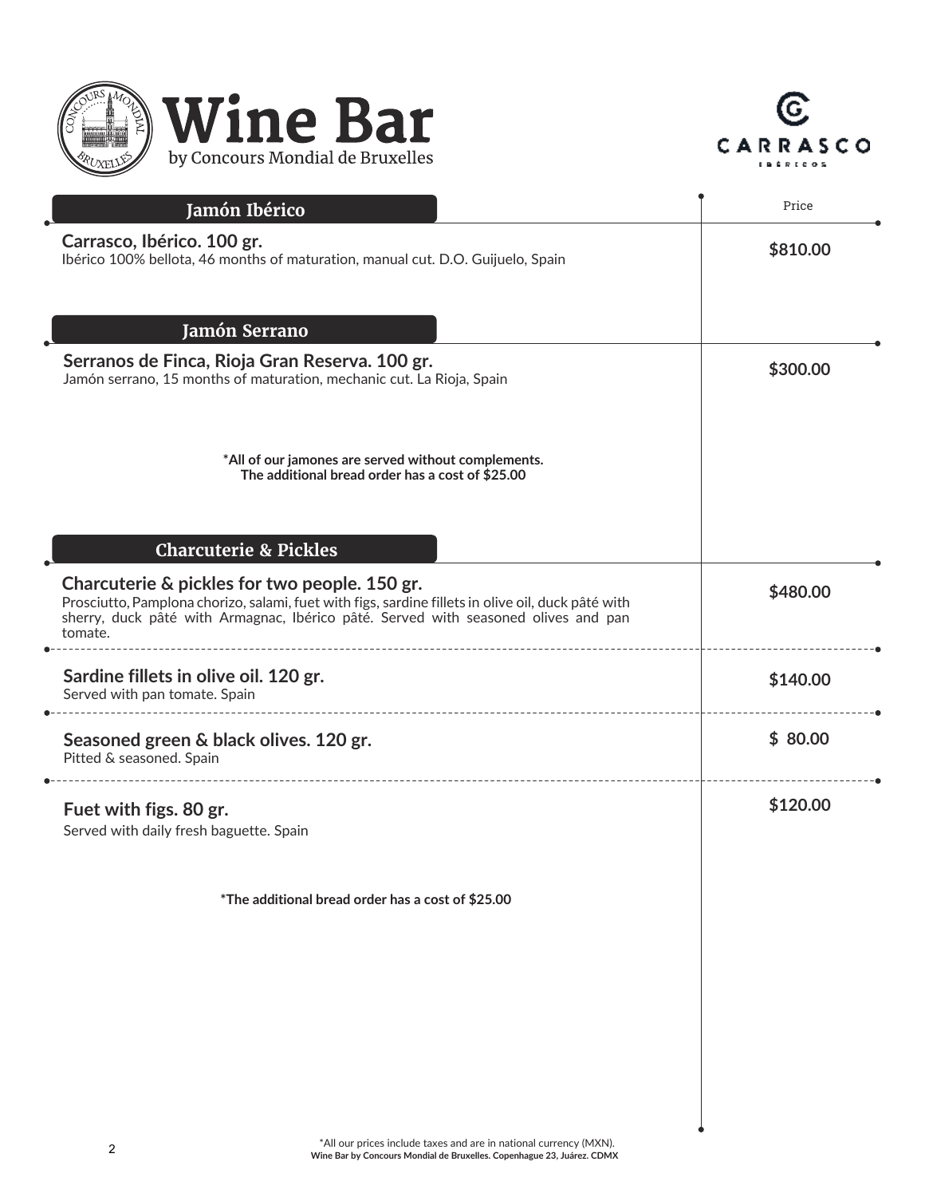# Wine Bar

by Concours Mondial de Bruxelles

CARRASCO IBÉRICOS

## Jamón Ibérico

| Item | Price |
| --- | --- |
| **Carrasco, Ibérico. 100 gr.**<br>Ibérico 100% bellota, 46 months of maturation, manual cut. D.O. Guijuelo, Spain | **$810.00** |

## Jamón Serrano

| Item | Price |
| --- | --- |
| **Serranos de Finca, Rioja Gran Reserva. 100 gr.**<br>Jamón serrano, 15 months of maturation, mechanic cut. La Rioja, Spain | **$300.00** |

**\*All of our jamones are served without complements.**
**The additional bread order has a cost of $25.00**

## Charcuterie & Pickles

| Item | Price |
| --- | --- |
| **Charcuterie & pickles for two people. 150 gr.**<br>Prosciutto, Pamplona chorizo, salami, fuet with figs, sardine fillets in olive oil, duck pâté with sherry, duck pâté with Armagnac, Ibérico pâté. Served with seasoned olives and pan tomate. | **$480.00** |
| **Sardine fillets in olive oil. 120 gr.**<br>Served with pan tomate. Spain | **$140.00** |
| **Seasoned green & black olives. 120 gr.**<br>Pitted & seasoned. Spain | **$ 80.00** |
| **Fuet with figs. 80 gr.**<br>Served with daily fresh baguette. Spain | **$120.00** |

**\*The additional bread order has a cost of $25.00**

\*All our prices include taxes and are in national currency (MXN).
**Wine Bar by Concours Mondial de Bruxelles. Copenhague 23, Juárez. CDMX**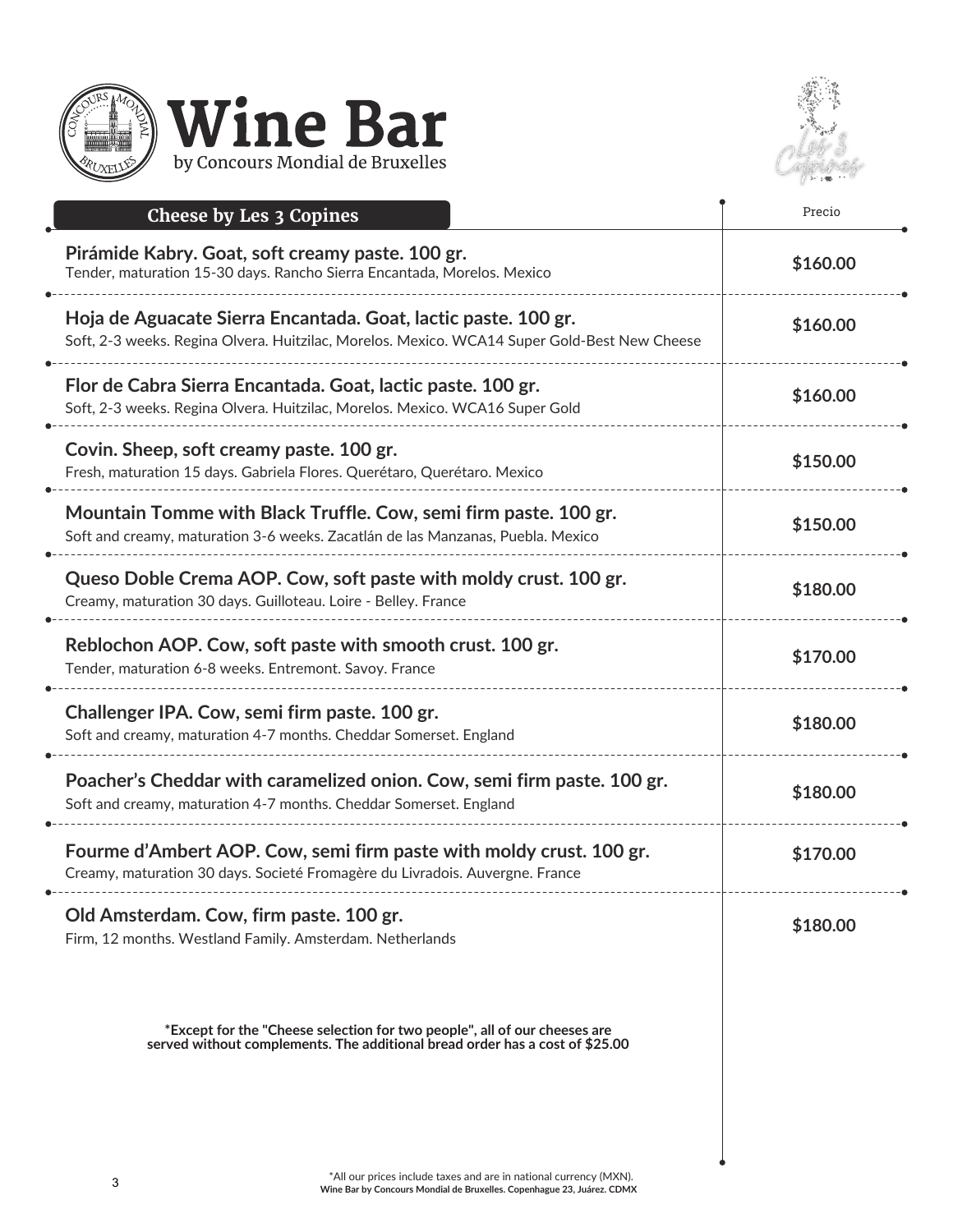# Wine Bar

by Concours Mondial de Bruxelles

## Cheese by Les 3 Copines

| | Precio |
|---|---|
| **Pirámide Kabry. Goat, soft creamy paste. 100 gr.**<br>Tender, maturation 15-30 days. Rancho Sierra Encantada, Morelos. Mexico | **$160.00** |
| **Hoja de Aguacate Sierra Encantada. Goat, lactic paste. 100 gr.**<br>Soft, 2-3 weeks. Regina Olvera. Huitzilac, Morelos. Mexico. WCA14 Super Gold-Best New Cheese | **$160.00** |
| **Flor de Cabra Sierra Encantada. Goat, lactic paste. 100 gr.**<br>Soft, 2-3 weeks. Regina Olvera. Huitzilac, Morelos. Mexico. WCA16 Super Gold | **$160.00** |
| **Covin. Sheep, soft creamy paste. 100 gr.**<br>Fresh, maturation 15 days. Gabriela Flores. Querétaro, Querétaro. Mexico | **$150.00** |
| **Mountain Tomme with Black Truffle. Cow, semi firm paste. 100 gr.**<br>Soft and creamy, maturation 3-6 weeks. Zacatlán de las Manzanas, Puebla. Mexico | **$150.00** |
| **Queso Doble Crema AOP. Cow, soft paste with moldy crust. 100 gr.**<br>Creamy, maturation 30 days. Guilloteau. Loire - Belley. France | **$180.00** |
| **Reblochon AOP. Cow, soft paste with smooth crust. 100 gr.**<br>Tender, maturation 6-8 weeks. Entremont. Savoy. France | **$170.00** |
| **Challenger IPA. Cow, semi firm paste. 100 gr.**<br>Soft and creamy, maturation 4-7 months. Cheddar Somerset. England | **$180.00** |
| **Poacher's Cheddar with caramelized onion. Cow, semi firm paste. 100 gr.**<br>Soft and creamy, maturation 4-7 months. Cheddar Somerset. England | **$180.00** |
| **Fourme d'Ambert AOP. Cow, semi firm paste with moldy crust. 100 gr.**<br>Creamy, maturation 30 days. Societé Fromagère du Livradois. Auvergne. France | **$170.00** |
| **Old Amsterdam. Cow, firm paste. 100 gr.**<br>Firm, 12 months. Westland Family. Amsterdam. Netherlands | **$180.00** |

**\*Except for the "Cheese selection for two people", all of our cheeses are served without complements. The additional bread order has a cost of $25.00**

*All our prices include taxes and are in national currency (MXN).

**Wine Bar by Concours Mondial de Bruxelles. Copenhague 23, Juárez. CDMX**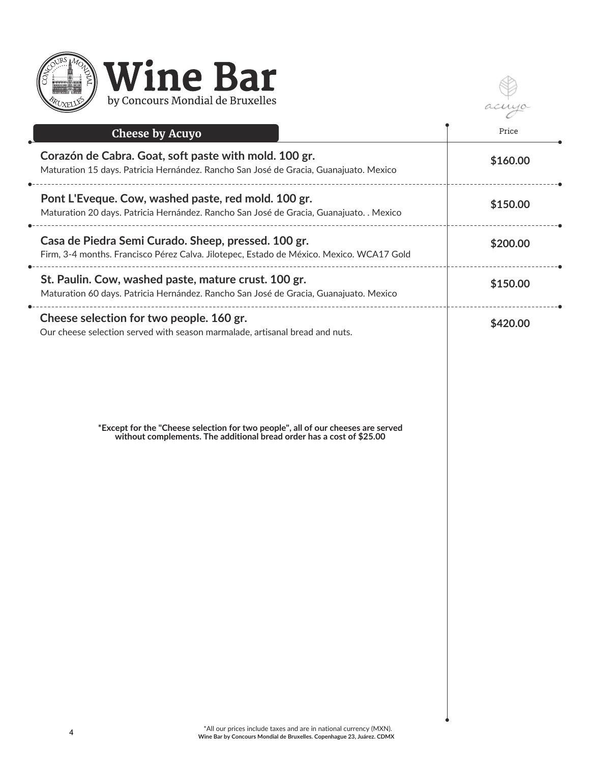# Wine Bar

by Concours Mondial de Bruxelles

acuyo

## Cheese by Acuyo

| Item | Price |
| --- | --- |
| **Corazón de Cabra. Goat, soft paste with mold. 100 gr.** Maturation 15 days. Patricia Hernández. Rancho San José de Gracia, Guanajuato. Mexico | **$160.00** |
| **Pont L'Eveque. Cow, washed paste, red mold. 100 gr.** Maturation 20 days. Patricia Hernández. Rancho San José de Gracia, Guanajuato. . Mexico | **$150.00** |
| **Casa de Piedra Semi Curado. Sheep, pressed. 100 gr.** Firm, 3-4 months. Francisco Pérez Calva. Jilotepec, Estado de México. Mexico. WCA17 Gold | **$200.00** |
| **St. Paulin. Cow, washed paste, mature crust. 100 gr.** Maturation 60 days. Patricia Hernández. Rancho San José de Gracia, Guanajuato. Mexico | **$150.00** |
| **Cheese selection for two people. 160 gr.** Our cheese selection served with season marmalade, artisanal bread and nuts. | **$420.00** |

**\*Except for the "Cheese selection for two people", all of our cheeses are served without complements. The additional bread order has a cost of $25.00**

*All our prices include taxes and are in national currency (MXN).

**Wine Bar by Concours Mondial de Bruxelles. Copenhague 23, Juárez. CDMX**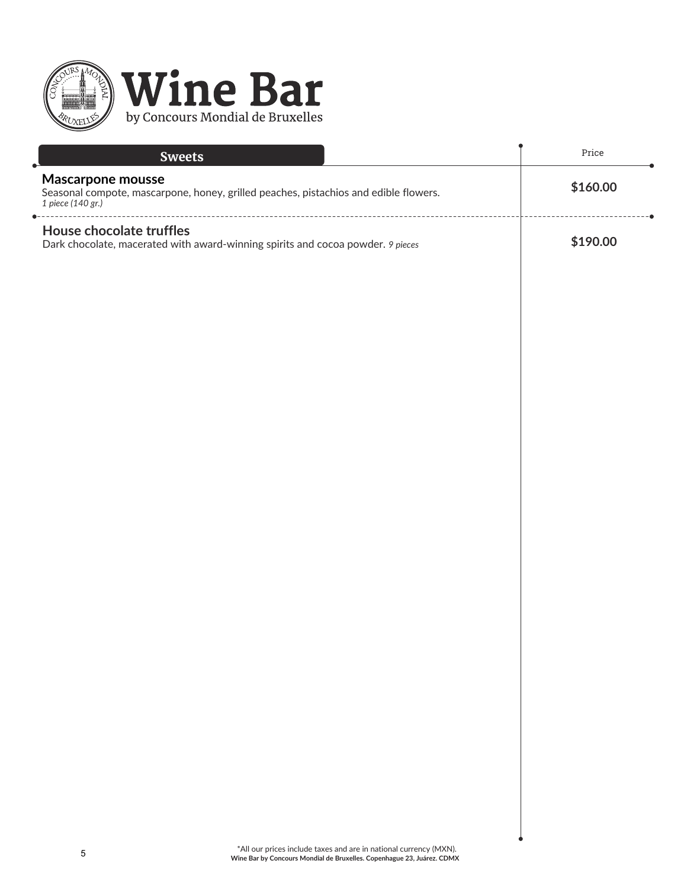# Wine Bar

by Concours Mondial de Bruxelles

## Sweets

| Sweets | Price |
| --- | --- |
| **Mascarpone mousse**<br>Seasonal compote, mascarpone, honey, grilled peaches, pistachios and edible flowers.<br>*1 piece (140 gr.)* | **$160.00** |
| **House chocolate truffles**<br>Dark chocolate, macerated with award-winning spirits and cocoa powder. *9 pieces* | **$190.00** |

*All our prices include taxes and are in national currency (MXN).

**Wine Bar by Concours Mondial de Bruxelles. Copenhague 23, Juárez. CDMX**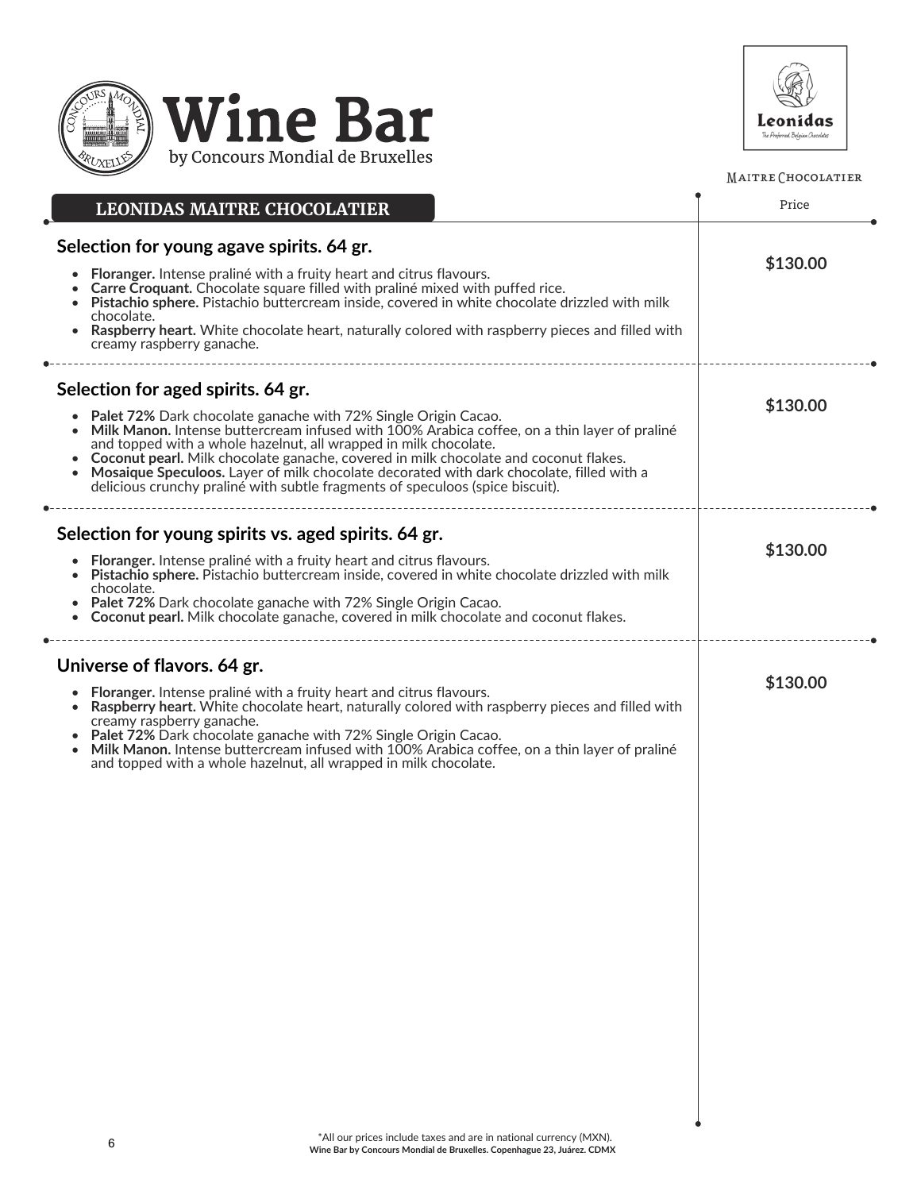# Wine Bar

by Concours Mondial de Bruxelles

Leonidas

The Preferred Belgian Chocolates

MAITRE CHOCOLATIER

## LEONIDAS MAITRE CHOCOLATIER

Price

### Selection for young agave spirits. 64 gr.

**$130.00**

- **Floranger.** Intense praliné with a fruity heart and citrus flavours.
- **Carre Croquant.** Chocolate square filled with praliné mixed with puffed rice.
- **Pistachio sphere.** Pistachio buttercream inside, covered in white chocolate drizzled with milk chocolate.
- **Raspberry heart.** White chocolate heart, naturally colored with raspberry pieces and filled with creamy raspberry ganache.

### Selection for aged spirits. 64 gr.

**$130.00**

- **Palet 72%** Dark chocolate ganache with 72% Single Origin Cacao.
- **Milk Manon.** Intense buttercream infused with 100% Arabica coffee, on a thin layer of praliné and topped with a whole hazelnut, all wrapped in milk chocolate.
- **Coconut pearl.** Milk chocolate ganache, covered in milk chocolate and coconut flakes.
- **Mosaique Speculoos.** Layer of milk chocolate decorated with dark chocolate, filled with a delicious crunchy praliné with subtle fragments of speculoos (spice biscuit).

### Selection for young spirits vs. aged spirits. 64 gr.

**$130.00**

- **Floranger.** Intense praliné with a fruity heart and citrus flavours.
- **Pistachio sphere.** Pistachio buttercream inside, covered in white chocolate drizzled with milk chocolate.
- **Palet 72%** Dark chocolate ganache with 72% Single Origin Cacao.
- **Coconut pearl.** Milk chocolate ganache, covered in milk chocolate and coconut flakes.

### Universe of flavors. 64 gr.

**$130.00**

- **Floranger.** Intense praliné with a fruity heart and citrus flavours.
- **Raspberry heart.** White chocolate heart, naturally colored with raspberry pieces and filled with creamy raspberry ganache.
- **Palet 72%** Dark chocolate ganache with 72% Single Origin Cacao.
- **Milk Manon.** Intense buttercream infused with 100% Arabica coffee, on a thin layer of praliné and topped with a whole hazelnut, all wrapped in milk chocolate.

*All our prices include taxes and are in national currency (MXN).

**Wine Bar by Concours Mondial de Bruxelles. Copenhague 23, Juárez. CDMX**